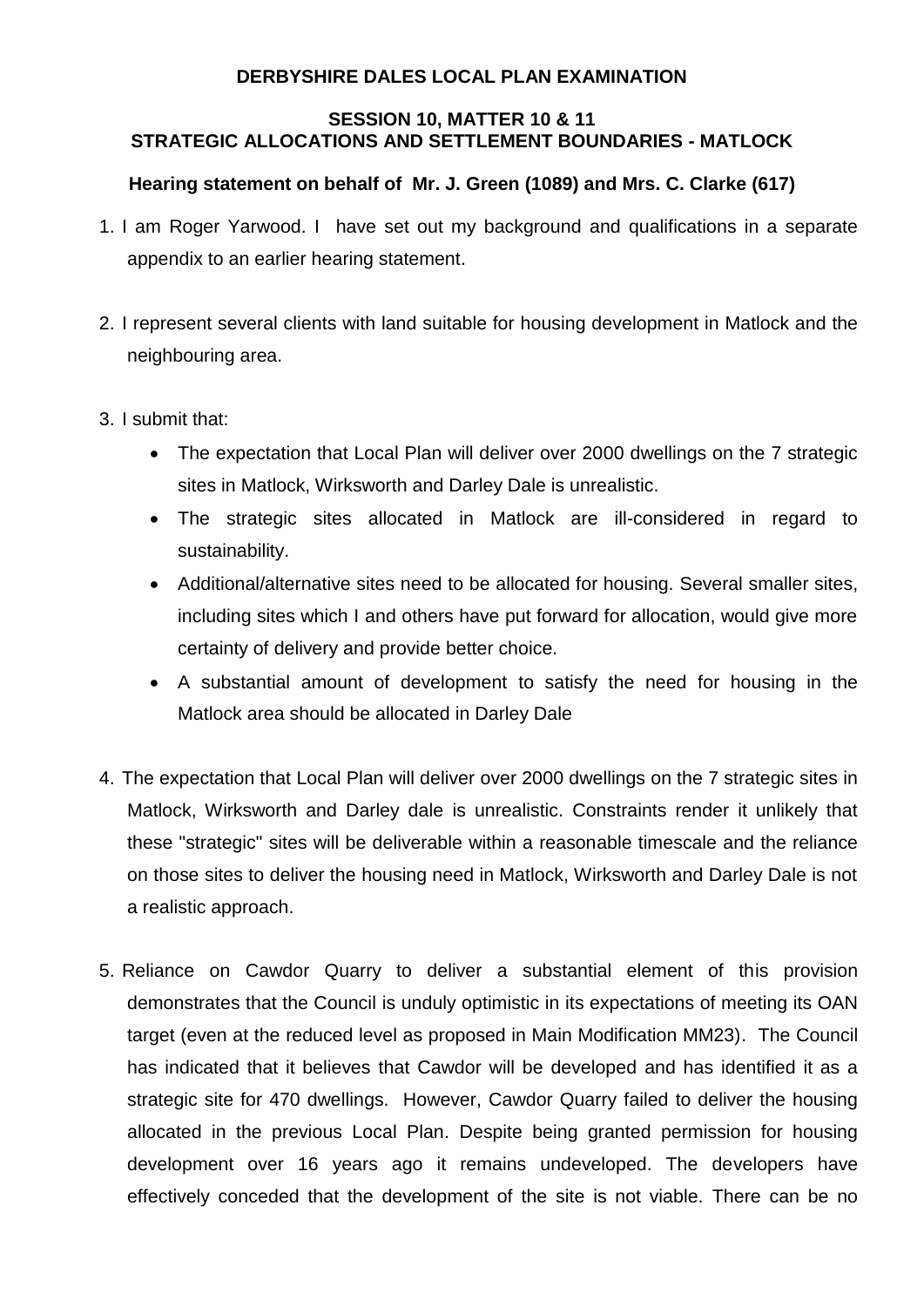**DERBYSHIRE DALES LOCAL PLAN EXAMINATION**

**SESSION 10, MATTER 10 & 11**
**STRATEGIC ALLOCATIONS AND SETTLEMENT BOUNDARIES - MATLOCK**

**Hearing statement on behalf of Mr. J. Green (1089) and Mrs. C. Clarke (617)**

1. I am Roger Yarwood. I have set out my background and qualifications in a separate appendix to an earlier hearing statement.

2. I represent several clients with land suitable for housing development in Matlock and the neighbouring area.

3. I submit that:
   - The expectation that Local Plan will deliver over 2000 dwellings on the 7 strategic sites in Matlock, Wirksworth and Darley Dale is unrealistic.
   - The strategic sites allocated in Matlock are ill-considered in regard to sustainability.
   - Additional/alternative sites need to be allocated for housing. Several smaller sites, including sites which I and others have put forward for allocation, would give more certainty of delivery and provide better choice.
   - A substantial amount of development to satisfy the need for housing in the Matlock area should be allocated in Darley Dale

4. The expectation that Local Plan will deliver over 2000 dwellings on the 7 strategic sites in Matlock, Wirksworth and Darley dale is unrealistic. Constraints render it unlikely that these "strategic" sites will be deliverable within a reasonable timescale and the reliance on those sites to deliver the housing need in Matlock, Wirksworth and Darley Dale is not a realistic approach.

5. Reliance on Cawdor Quarry to deliver a substantial element of this provision demonstrates that the Council is unduly optimistic in its expectations of meeting its OAN target (even at the reduced level as proposed in Main Modification MM23). The Council has indicated that it believes that Cawdor will be developed and has identified it as a strategic site for 470 dwellings. However, Cawdor Quarry failed to deliver the housing allocated in the previous Local Plan. Despite being granted permission for housing development over 16 years ago it remains undeveloped. The developers have effectively conceded that the development of the site is not viable. There can be no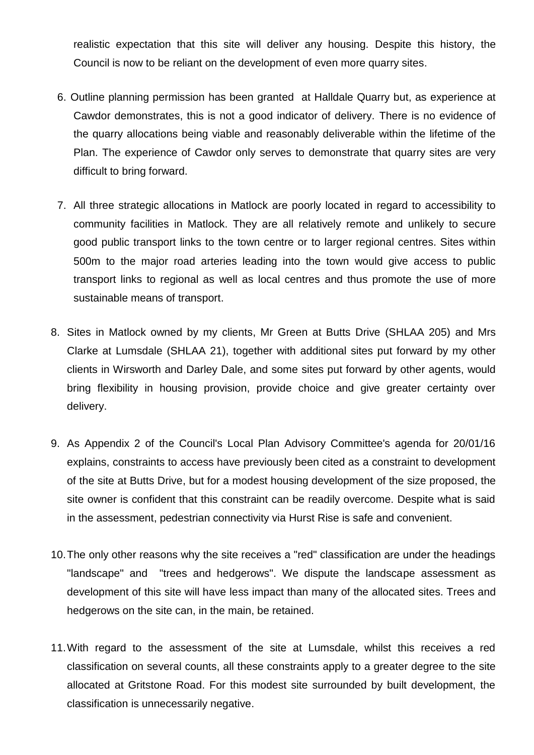realistic expectation that this site will deliver any housing. Despite this history, the Council is now to be reliant on the development of even more quarry sites.

6. Outline planning permission has been granted at Halldale Quarry but, as experience at Cawdor demonstrates, this is not a good indicator of delivery. There is no evidence of the quarry allocations being viable and reasonably deliverable within the lifetime of the Plan. The experience of Cawdor only serves to demonstrate that quarry sites are very difficult to bring forward.

7. All three strategic allocations in Matlock are poorly located in regard to accessibility to community facilities in Matlock. They are all relatively remote and unlikely to secure good public transport links to the town centre or to larger regional centres. Sites within 500m to the major road arteries leading into the town would give access to public transport links to regional as well as local centres and thus promote the use of more sustainable means of transport.

8. Sites in Matlock owned by my clients, Mr Green at Butts Drive (SHLAA 205) and Mrs Clarke at Lumsdale (SHLAA 21), together with additional sites put forward by my other clients in Wirsworth and Darley Dale, and some sites put forward by other agents, would bring flexibility in housing provision, provide choice and give greater certainty over delivery.

9. As Appendix 2 of the Council's Local Plan Advisory Committee's agenda for 20/01/16 explains, constraints to access have previously been cited as a constraint to development of the site at Butts Drive, but for a modest housing development of the size proposed, the site owner is confident that this constraint can be readily overcome. Despite what is said in the assessment, pedestrian connectivity via Hurst Rise is safe and convenient.

10. The only other reasons why the site receives a "red" classification are under the headings "landscape" and "trees and hedgerows". We dispute the landscape assessment as development of this site will have less impact than many of the allocated sites. Trees and hedgerows on the site can, in the main, be retained.

11. With regard to the assessment of the site at Lumsdale, whilst this receives a red classification on several counts, all these constraints apply to a greater degree to the site allocated at Gritstone Road. For this modest site surrounded by built development, the classification is unnecessarily negative.